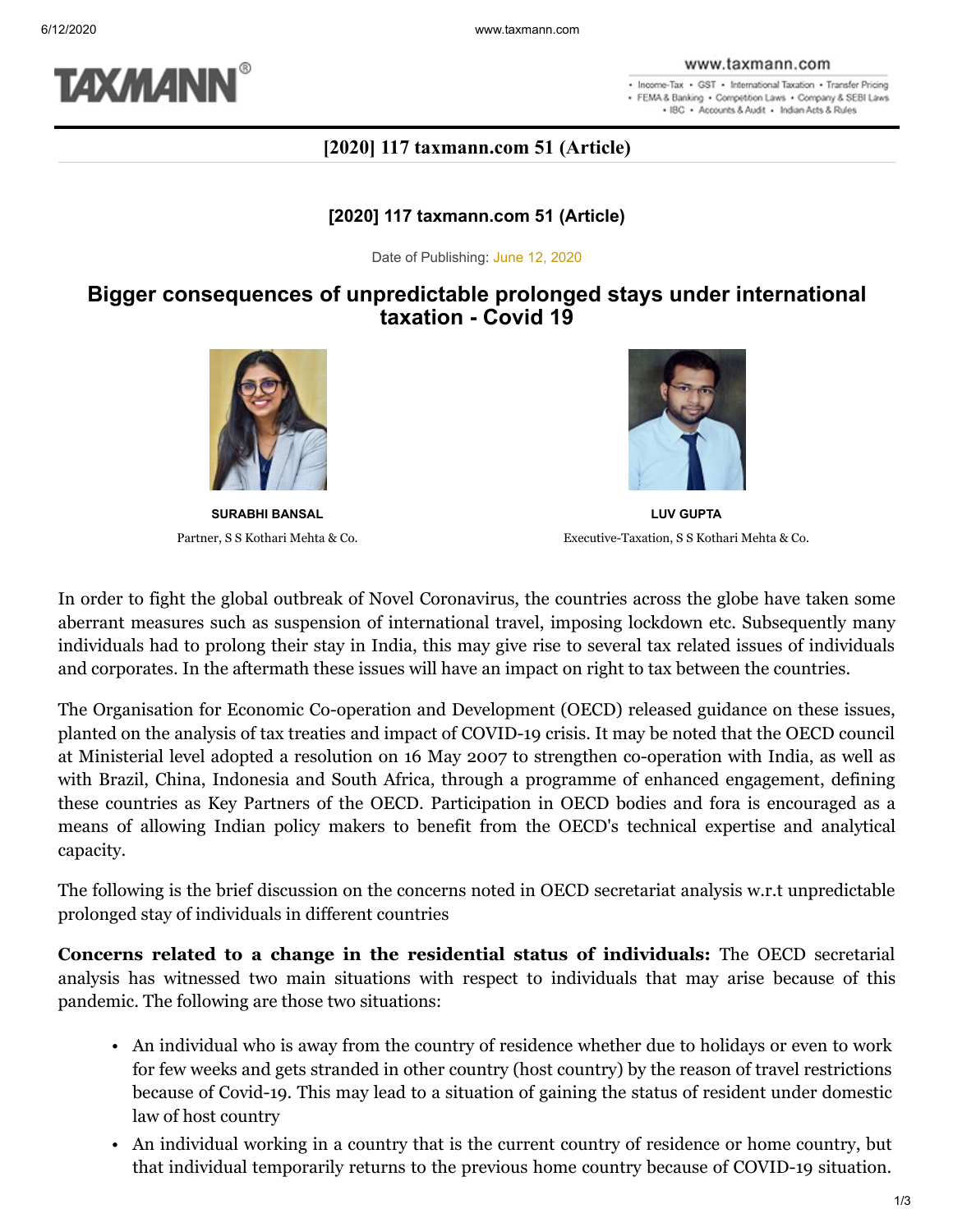**[2020] 117 taxmann.com 51 (Article)**

**[2020] 117 taxmann.com 51 (Article)**

Date of Publishing: June 12, 2020

# Bigger consequences of unpredictable prolonged stays under international taxation - Covid 19

**SURABHI BANSAL**
Partner, S S Kothari Mehta & Co.

**LUV GUPTA**
Executive-Taxation, S S Kothari Mehta & Co.

In order to fight the global outbreak of Novel Coronavirus, the countries across the globe have taken some aberrant measures such as suspension of international travel, imposing lockdown etc. Subsequently many individuals had to prolong their stay in India, this may give rise to several tax related issues of individuals and corporates. In the aftermath these issues will have an impact on right to tax between the countries.

The Organisation for Economic Co-operation and Development (OECD) released guidance on these issues, planted on the analysis of tax treaties and impact of COVID-19 crisis. It may be noted that the OECD council at Ministerial level adopted a resolution on 16 May 2007 to strengthen co-operation with India, as well as with Brazil, China, Indonesia and South Africa, through a programme of enhanced engagement, defining these countries as Key Partners of the OECD. Participation in OECD bodies and fora is encouraged as a means of allowing Indian policy makers to benefit from the OECD's technical expertise and analytical capacity.

The following is the brief discussion on the concerns noted in OECD secretariat analysis w.r.t unpredictable prolonged stay of individuals in different countries

**Concerns related to a change in the residential status of individuals:** The OECD secretarial analysis has witnessed two main situations with respect to individuals that may arise because of this pandemic. The following are those two situations:

- An individual who is away from the country of residence whether due to holidays or even to work for few weeks and gets stranded in other country (host country) by the reason of travel restrictions because of Covid-19. This may lead to a situation of gaining the status of resident under domestic law of host country
- An individual working in a country that is the current country of residence or home country, but that individual temporarily returns to the previous home country because of COVID-19 situation.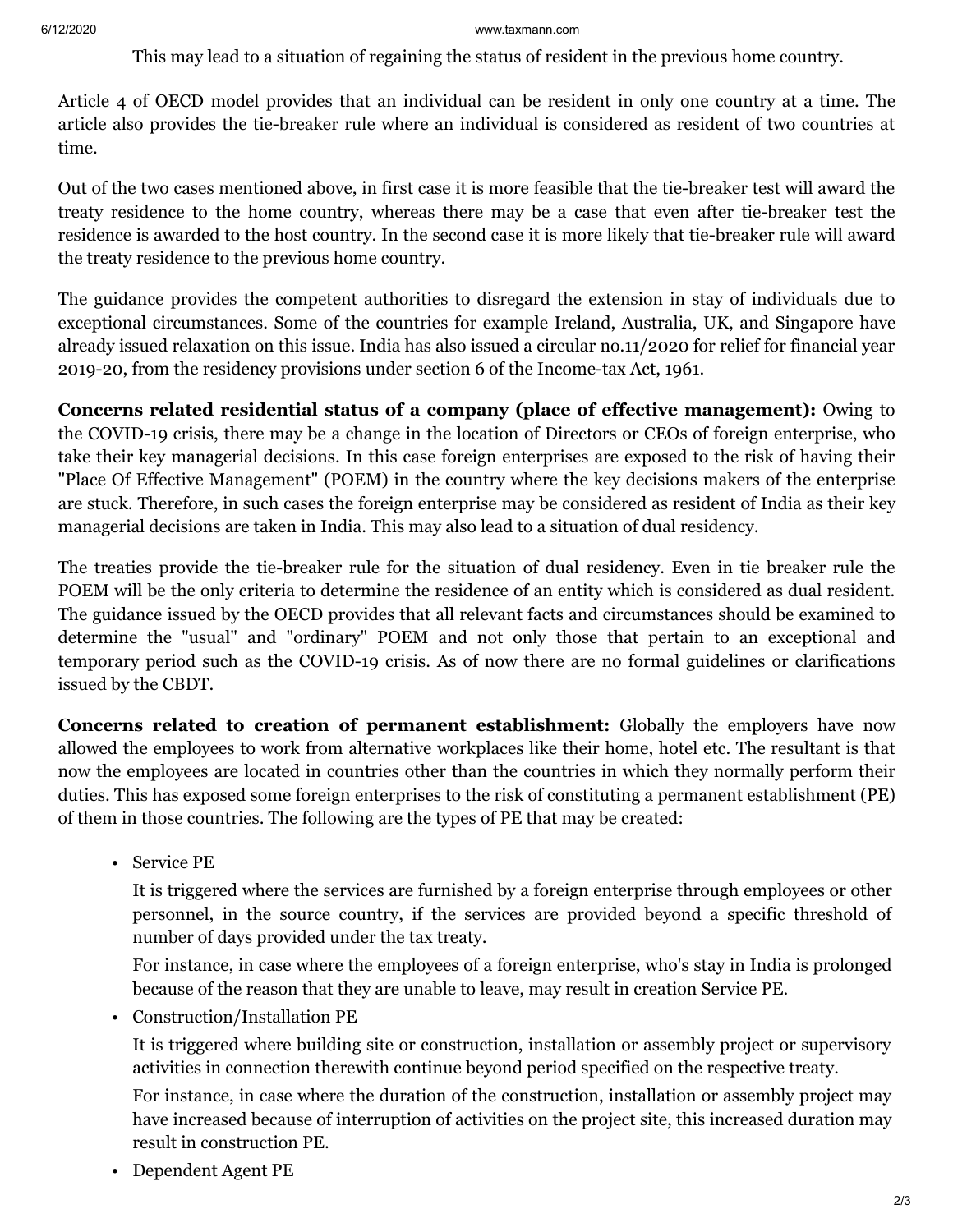This may lead to a situation of regaining the status of resident in the previous home country.

Article 4 of OECD model provides that an individual can be resident in only one country at a time. The article also provides the tie-breaker rule where an individual is considered as resident of two countries at time.

Out of the two cases mentioned above, in first case it is more feasible that the tie-breaker test will award the treaty residence to the home country, whereas there may be a case that even after tie-breaker test the residence is awarded to the host country. In the second case it is more likely that tie-breaker rule will award the treaty residence to the previous home country.

The guidance provides the competent authorities to disregard the extension in stay of individuals due to exceptional circumstances. Some of the countries for example Ireland, Australia, UK, and Singapore have already issued relaxation on this issue. India has also issued a circular no.11/2020 for relief for financial year 2019-20, from the residency provisions under section 6 of the Income-tax Act, 1961.

**Concerns related residential status of a company (place of effective management):** Owing to the COVID-19 crisis, there may be a change in the location of Directors or CEOs of foreign enterprise, who take their key managerial decisions. In this case foreign enterprises are exposed to the risk of having their "Place Of Effective Management" (POEM) in the country where the key decisions makers of the enterprise are stuck. Therefore, in such cases the foreign enterprise may be considered as resident of India as their key managerial decisions are taken in India. This may also lead to a situation of dual residency.

The treaties provide the tie-breaker rule for the situation of dual residency. Even in tie breaker rule the POEM will be the only criteria to determine the residence of an entity which is considered as dual resident. The guidance issued by the OECD provides that all relevant facts and circumstances should be examined to determine the "usual" and "ordinary" POEM and not only those that pertain to an exceptional and temporary period such as the COVID-19 crisis. As of now there are no formal guidelines or clarifications issued by the CBDT.

**Concerns related to creation of permanent establishment:** Globally the employers have now allowed the employees to work from alternative workplaces like their home, hotel etc. The resultant is that now the employees are located in countries other than the countries in which they normally perform their duties. This has exposed some foreign enterprises to the risk of constituting a permanent establishment (PE) of them in those countries. The following are the types of PE that may be created:

- Service PE

  It is triggered where the services are furnished by a foreign enterprise through employees or other personnel, in the source country, if the services are provided beyond a specific threshold of number of days provided under the tax treaty.

  For instance, in case where the employees of a foreign enterprise, who's stay in India is prolonged because of the reason that they are unable to leave, may result in creation Service PE.

- Construction/Installation PE

  It is triggered where building site or construction, installation or assembly project or supervisory activities in connection therewith continue beyond period specified on the respective treaty.

  For instance, in case where the duration of the construction, installation or assembly project may have increased because of interruption of activities on the project site, this increased duration may result in construction PE.

- Dependent Agent PE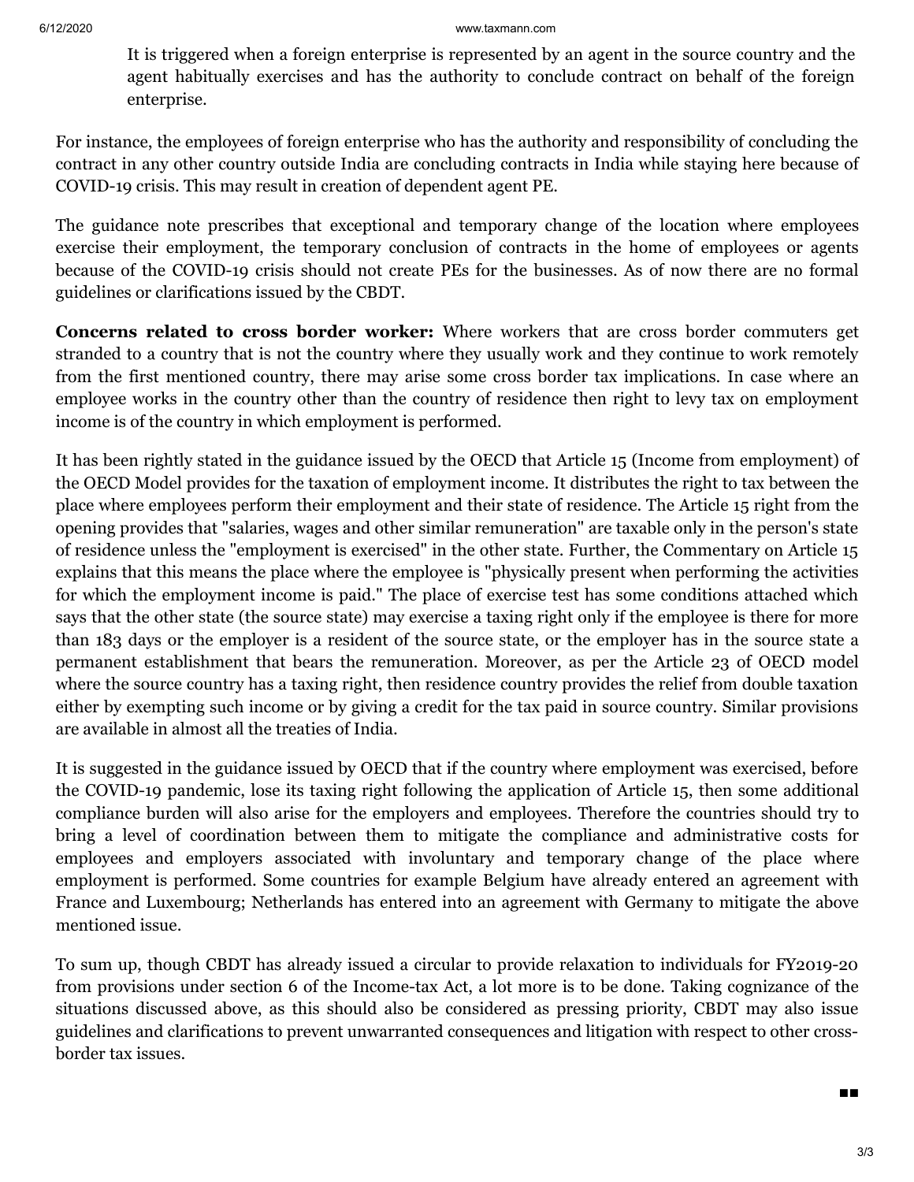It is triggered when a foreign enterprise is represented by an agent in the source country and the agent habitually exercises and has the authority to conclude contract on behalf of the foreign enterprise.

For instance, the employees of foreign enterprise who has the authority and responsibility of concluding the contract in any other country outside India are concluding contracts in India while staying here because of COVID-19 crisis. This may result in creation of dependent agent PE.

The guidance note prescribes that exceptional and temporary change of the location where employees exercise their employment, the temporary conclusion of contracts in the home of employees or agents because of the COVID-19 crisis should not create PEs for the businesses. As of now there are no formal guidelines or clarifications issued by the CBDT.

**Concerns related to cross border worker:** Where workers that are cross border commuters get stranded to a country that is not the country where they usually work and they continue to work remotely from the first mentioned country, there may arise some cross border tax implications. In case where an employee works in the country other than the country of residence then right to levy tax on employment income is of the country in which employment is performed.

It has been rightly stated in the guidance issued by the OECD that Article 15 (Income from employment) of the OECD Model provides for the taxation of employment income. It distributes the right to tax between the place where employees perform their employment and their state of residence. The Article 15 right from the opening provides that "salaries, wages and other similar remuneration" are taxable only in the person's state of residence unless the "employment is exercised" in the other state. Further, the Commentary on Article 15 explains that this means the place where the employee is "physically present when performing the activities for which the employment income is paid." The place of exercise test has some conditions attached which says that the other state (the source state) may exercise a taxing right only if the employee is there for more than 183 days or the employer is a resident of the source state, or the employer has in the source state a permanent establishment that bears the remuneration. Moreover, as per the Article 23 of OECD model where the source country has a taxing right, then residence country provides the relief from double taxation either by exempting such income or by giving a credit for the tax paid in source country. Similar provisions are available in almost all the treaties of India.

It is suggested in the guidance issued by OECD that if the country where employment was exercised, before the COVID-19 pandemic, lose its taxing right following the application of Article 15, then some additional compliance burden will also arise for the employers and employees. Therefore the countries should try to bring a level of coordination between them to mitigate the compliance and administrative costs for employees and employers associated with involuntary and temporary change of the place where employment is performed. Some countries for example Belgium have already entered an agreement with France and Luxembourg; Netherlands has entered into an agreement with Germany to mitigate the above mentioned issue.

To sum up, though CBDT has already issued a circular to provide relaxation to individuals for FY2019-20 from provisions under section 6 of the Income-tax Act, a lot more is to be done. Taking cognizance of the situations discussed above, as this should also be considered as pressing priority, CBDT may also issue guidelines and clarifications to prevent unwarranted consequences and litigation with respect to other cross-border tax issues.

■■